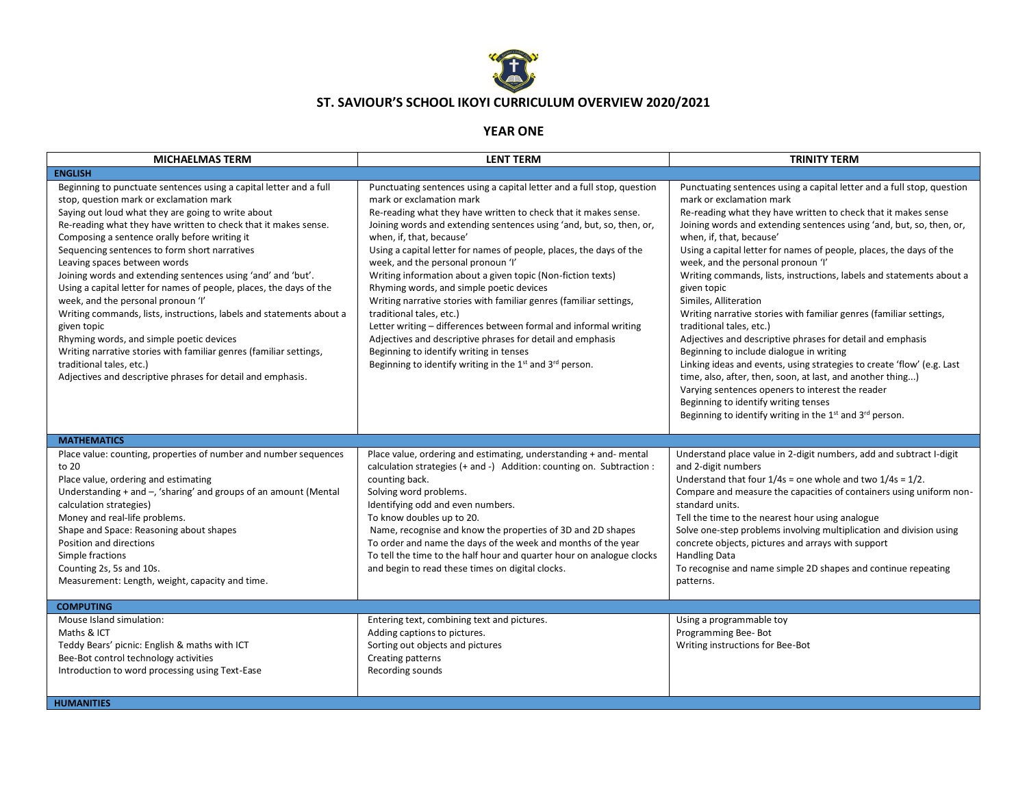# ST. SAVIOUR'S SCHOOL IKOYI CURRICULUM OVERVIEW 2020/2021

## YEAR ONE

| MICHAELMAS TERM | LENT TERM | TRINITY TERM |
|---|---|---|
| **ENGLISH** | | |
| Beginning to punctuate sentences using a capital letter and a full stop, question mark or exclamation mark<br>Saying out loud what they are going to write about<br>Re-reading what they have written to check that it makes sense.<br>Composing a sentence orally before writing it<br>Sequencing sentences to form short narratives<br>Leaving spaces between words<br>Joining words and extending sentences using 'and' and 'but'.<br>Using a capital letter for names of people, places, the days of the week, and the personal pronoun 'I'<br>Writing commands, lists, instructions, labels and statements about a given topic<br>Rhyming words, and simple poetic devices<br>Writing narrative stories with familiar genres (familiar settings, traditional tales, etc.)<br>Adjectives and descriptive phrases for detail and emphasis. | Punctuating sentences using a capital letter and a full stop, question mark or exclamation mark<br>Re-reading what they have written to check that it makes sense.<br>Joining words and extending sentences using 'and, but, so, then, or, when, if, that, because'<br>Using a capital letter for names of people, places, the days of the week, and the personal pronoun 'I'<br>Writing information about a given topic (Non-fiction texts)<br>Rhyming words, and simple poetic devices<br>Writing narrative stories with familiar genres (familiar settings, traditional tales, etc.)<br>Letter writing – differences between formal and informal writing<br>Adjectives and descriptive phrases for detail and emphasis<br>Beginning to identify writing in tenses<br>Beginning to identify writing in the 1st and 3rd person. | Punctuating sentences using a capital letter and a full stop, question mark or exclamation mark<br>Re-reading what they have written to check that it makes sense<br>Joining words and extending sentences using 'and, but, so, then, or, when, if, that, because'<br>Using a capital letter for names of people, places, the days of the week, and the personal pronoun 'I'<br>Writing commands, lists, instructions, labels and statements about a given topic<br>Similes, Alliteration<br>Writing narrative stories with familiar genres (familiar settings, traditional tales, etc.)<br>Adjectives and descriptive phrases for detail and emphasis<br>Beginning to include dialogue in writing<br>Linking ideas and events, using strategies to create 'flow' (e.g. Last time, also, after, then, soon, at last, and another thing...)<br>Varying sentences openers to interest the reader<br>Beginning to identify writing tenses<br>Beginning to identify writing in the 1st and 3rd person. |
| **MATHEMATICS** | | |
| Place value: counting, properties of number and number sequences to 20<br>Place value, ordering and estimating<br>Understanding + and –, 'sharing' and groups of an amount (Mental calculation strategies)<br>Money and real-life problems.<br>Shape and Space: Reasoning about shapes<br>Position and directions<br>Simple fractions<br>Counting 2s, 5s and 10s.<br>Measurement: Length, weight, capacity and time. | Place value, ordering and estimating, understanding + and- mental calculation strategies (+ and -) Addition: counting on. Subtraction : counting back.<br>Solving word problems.<br>Identifying odd and even numbers.<br>To know doubles up to 20.<br>Name, recognise and know the properties of 3D and 2D shapes<br>To order and name the days of the week and months of the year<br>To tell the time to the half hour and quarter hour on analogue clocks and begin to read these times on digital clocks. | Understand place value in 2-digit numbers, add and subtract I-digit and 2-digit numbers<br>Understand that four 1/4s = one whole and two 1/4s = 1/2.<br>Compare and measure the capacities of containers using uniform non-standard units.<br>Tell the time to the nearest hour using analogue<br>Solve one-step problems involving multiplication and division using concrete objects, pictures and arrays with support<br>Handling Data<br>To recognise and name simple 2D shapes and continue repeating patterns. |
| **COMPUTING** | | |
| Mouse Island simulation:<br>Maths & ICT<br>Teddy Bears' picnic: English & maths with ICT<br>Bee-Bot control technology activities<br>Introduction to word processing using Text-Ease | Entering text, combining text and pictures.<br>Adding captions to pictures.<br>Sorting out objects and pictures<br>Creating patterns<br>Recording sounds | Using a programmable toy<br>Programming Bee- Bot<br>Writing instructions for Bee-Bot |
| **HUMANITIES** | | |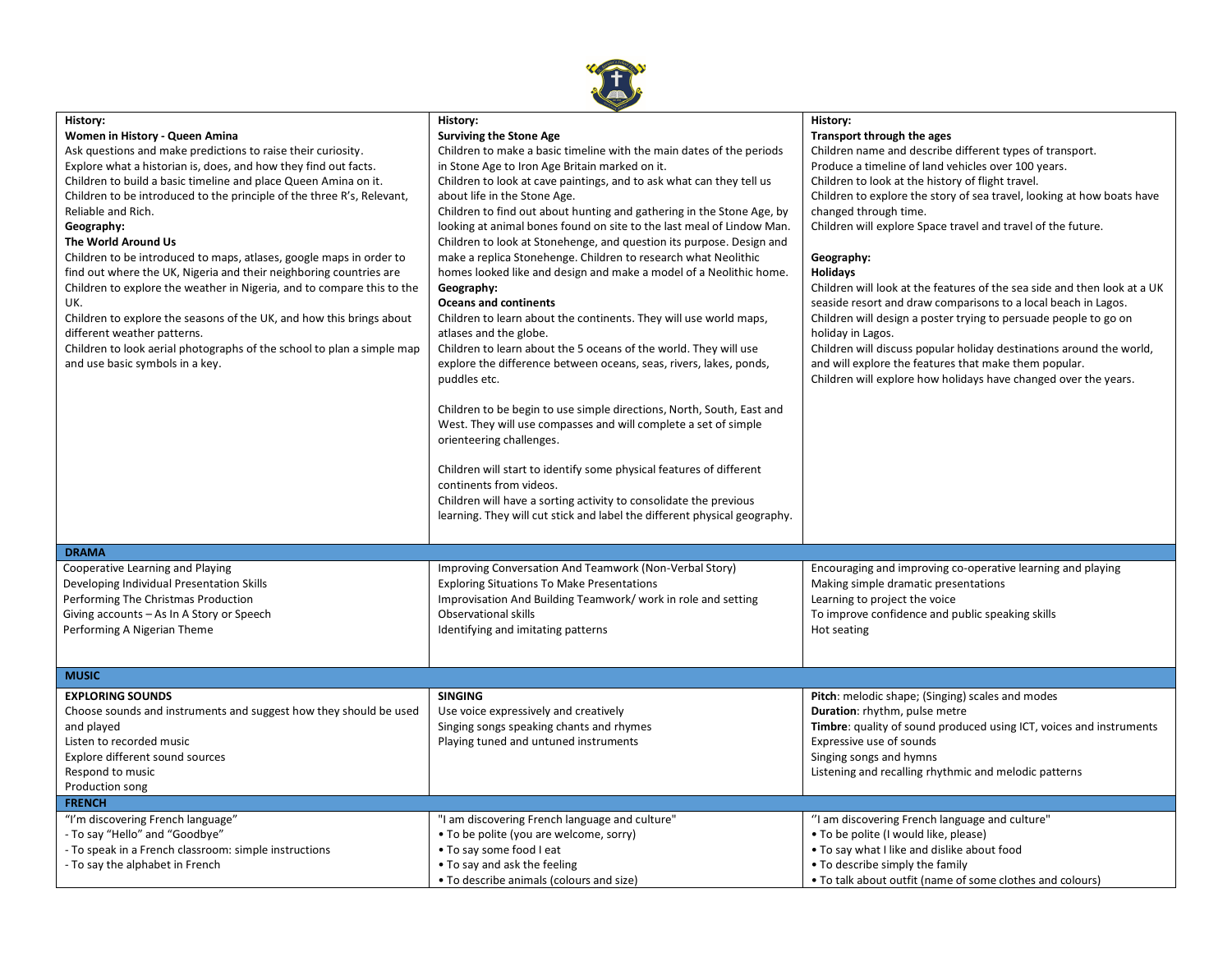| | | |
|---|---|---|
| **History:**<br>**Women in History - Queen Amina**<br>Ask questions and make predictions to raise their curiosity.<br>Explore what a historian is, does, and how they find out facts.<br>Children to build a basic timeline and place Queen Amina on it.<br>Children to be introduced to the principle of the three R's, Relevant, Reliable and Rich.<br>**Geography:**<br>**The World Around Us**<br>Children to be introduced to maps, atlases, google maps in order to find out where the UK, Nigeria and their neighboring countries are<br>Children to explore the weather in Nigeria, and to compare this to the UK.<br>Children to explore the seasons of the UK, and how this brings about different weather patterns.<br>Children to look aerial photographs of the school to plan a simple map and use basic symbols in a key. | **History:**<br>**Surviving the Stone Age**<br>Children to make a basic timeline with the main dates of the periods in Stone Age to Iron Age Britain marked on it.<br>Children to look at cave paintings, and to ask what can they tell us about life in the Stone Age.<br>Children to find out about hunting and gathering in the Stone Age, by looking at animal bones found on site to the last meal of Lindow Man.<br>Children to look at Stonehenge, and question its purpose. Design and make a replica Stonehenge. Children to research what Neolithic homes looked like and design and make a model of a Neolithic home.<br>**Geography:**<br>**Oceans and continents**<br>Children to learn about the continents. They will use world maps, atlases and the globe.<br>Children to learn about the 5 oceans of the world. They will use explore the difference between oceans, seas, rivers, lakes, ponds, puddles etc.<br><br>Children to be begin to use simple directions, North, South, East and West. They will use compasses and will complete a set of simple orienteering challenges.<br><br>Children will start to identify some physical features of different continents from videos.<br>Children will have a sorting activity to consolidate the previous learning. They will cut stick and label the different physical geography. | **History:**<br>**Transport through the ages**<br>Children name and describe different types of transport.<br>Produce a timeline of land vehicles over 100 years.<br>Children to look at the history of flight travel.<br>Children to explore the story of sea travel, looking at how boats have changed through time.<br>Children will explore Space travel and travel of the future.<br><br>**Geography:**<br>**Holidays**<br>Children will look at the features of the sea side and then look at a UK seaside resort and draw comparisons to a local beach in Lagos.<br>Children will design a poster trying to persuade people to go on holiday in Lagos.<br>Children will discuss popular holiday destinations around the world, and will explore the features that make them popular.<br>Children will explore how holidays have changed over the years. |
| **DRAMA** | | |
| Cooperative Learning and Playing<br>Developing Individual Presentation Skills<br>Performing The Christmas Production<br>Giving accounts – As In A Story or Speech<br>Performing A Nigerian Theme | Improving Conversation And Teamwork (Non-Verbal Story)<br>Exploring Situations To Make Presentations<br>Improvisation And Building Teamwork/ work in role and setting<br>Observational skills<br>Identifying and imitating patterns | Encouraging and improving co-operative learning and playing<br>Making simple dramatic presentations<br>Learning to project the voice<br>To improve confidence and public speaking skills<br>Hot seating |
| **MUSIC** | | |
| **EXPLORING SOUNDS**<br>Choose sounds and instruments and suggest how they should be used and played<br>Listen to recorded music<br>Explore different sound sources<br>Respond to music<br>Production song | **SINGING**<br>Use voice expressively and creatively<br>Singing songs speaking chants and rhymes<br>Playing tuned and untuned instruments | **Pitch**: melodic shape; (Singing) scales and modes<br>**Duration**: rhythm, pulse metre<br>**Timbre**: quality of sound produced using ICT, voices and instruments<br>Expressive use of sounds<br>Singing songs and hymns<br>Listening and recalling rhythmic and melodic patterns |
| **FRENCH** | | |
| "I'm discovering French language"<br>- To say "Hello" and "Goodbye"<br>- To speak in a French classroom: simple instructions<br>- To say the alphabet in French | "I am discovering French language and culture"<br>• To be polite (you are welcome, sorry)<br>• To say some food I eat<br>• To say and ask the feeling<br>• To describe animals (colours and size) | "I am discovering French language and culture"<br>• To be polite (I would like, please)<br>• To say what I like and dislike about food<br>• To describe simply the family<br>• To talk about outfit (name of some clothes and colours) |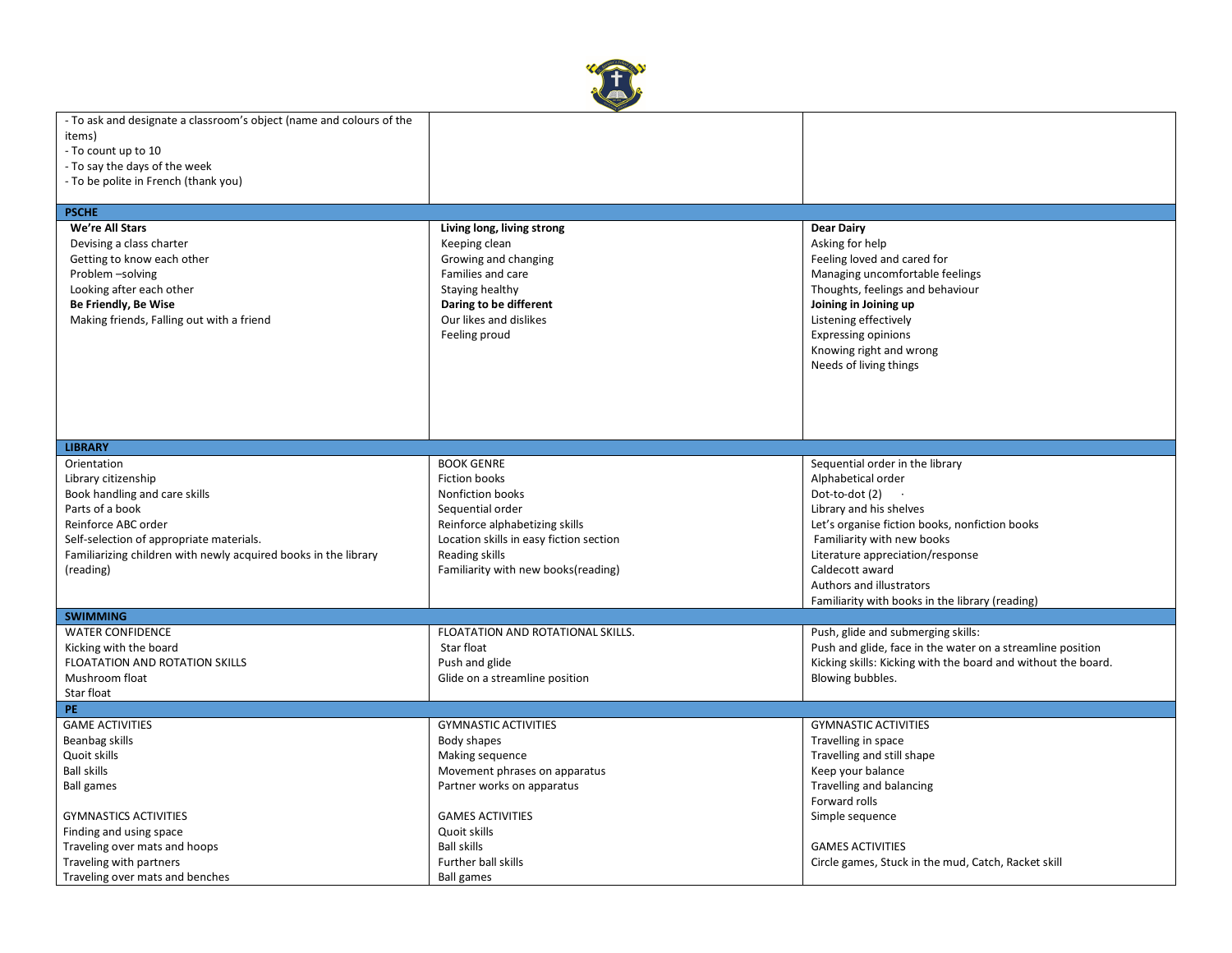| | | |
|---|---|---|
| - To ask and designate a classroom's object (name and colours of the items)<br>- To count up to 10<br>- To say the days of the week<br>- To be polite in French (thank you) | | |
| **PSCHE** | | |
| **We're All Stars**<br>Devising a class charter<br>Getting to know each other<br>Problem –solving<br>Looking after each other<br>**Be Friendly, Be Wise**<br>Making friends, Falling out with a friend | **Living long, living strong**<br>Keeping clean<br>Growing and changing<br>Families and care<br>Staying healthy<br>**Daring to be different**<br>Our likes and dislikes<br>Feeling proud | **Dear Dairy**<br>Asking for help<br>Feeling loved and cared for<br>Managing uncomfortable feelings<br>Thoughts, feelings and behaviour<br>**Joining in Joining up**<br>Listening effectively<br>Expressing opinions<br>Knowing right and wrong<br>Needs of living things |
| **LIBRARY** | | |
| Orientation<br>Library citizenship<br>Book handling and care skills<br>Parts of a book<br>Reinforce ABC order<br>Self-selection of appropriate materials.<br>Familiarizing children with newly acquired books in the library (reading) | BOOK GENRE<br>Fiction books<br>Nonfiction books<br>Sequential order<br>Reinforce alphabetizing skills<br>Location skills in easy fiction section<br>Reading skills<br>Familiarity with new books(reading) | Sequential order in the library<br>Alphabetical order<br>Dot-to-dot (2)<br>Library and his shelves<br>Let's organise fiction books, nonfiction books<br>Familiarity with new books<br>Literature appreciation/response<br>Caldecott award<br>Authors and illustrators<br>Familiarity with books in the library (reading) |
| **SWIMMING** | | |
| WATER CONFIDENCE<br>Kicking with the board<br>FLOATATION AND ROTATION SKILLS<br>Mushroom float<br>Star float | FLOATATION AND ROTATIONAL SKILLS.<br>Star float<br>Push and glide<br>Glide on a streamline position | Push, glide and submerging skills:<br>Push and glide, face in the water on a streamline position<br>Kicking skills: Kicking with the board and without the board.<br>Blowing bubbles. |
| **PE** | | |
| GAME ACTIVITIES<br>Beanbag skills<br>Quoit skills<br>Ball skills<br>Ball games<br><br>GYMNASTICS ACTIVITIES<br>Finding and using space<br>Traveling over mats and hoops<br>Traveling with partners<br>Traveling over mats and benches | GYMNASTIC ACTIVITIES<br>Body shapes<br>Making sequence<br>Movement phrases on apparatus<br>Partner works on apparatus<br><br>GAMES ACTIVITIES<br>Quoit skills<br>Ball skills<br>Further ball skills<br>Ball games | GYMNASTIC ACTIVITIES<br>Travelling in space<br>Travelling and still shape<br>Keep your balance<br>Travelling and balancing<br>Forward rolls<br>Simple sequence<br><br>GAMES ACTIVITIES<br>Circle games, Stuck in the mud, Catch, Racket skill |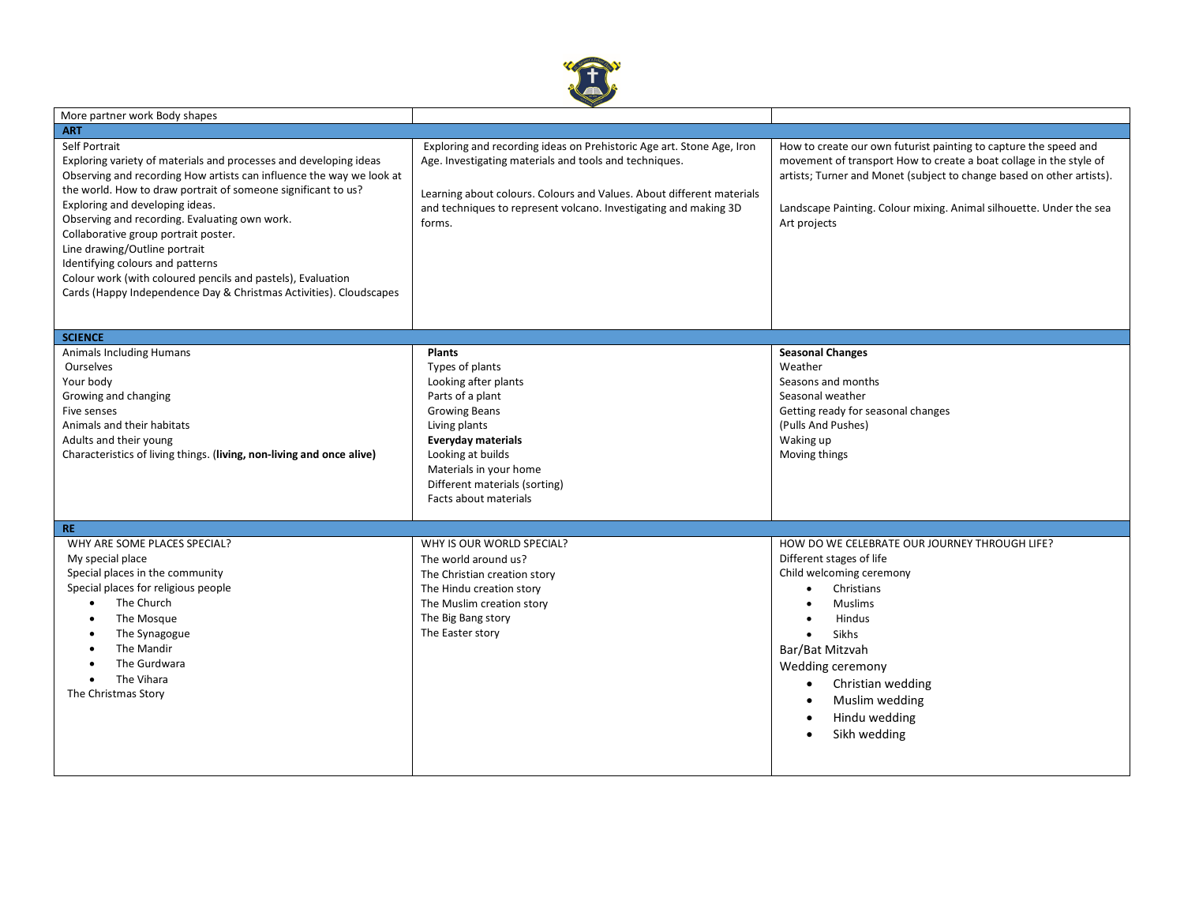| | | |
|---|---|---|
| More partner work Body shapes | | |
| **ART** | | |
| Self Portrait<br>Exploring variety of materials and processes and developing ideas<br>Observing and recording How artists can influence the way we look at the world. How to draw portrait of someone significant to us?<br>Exploring and developing ideas.<br>Observing and recording. Evaluating own work.<br>Collaborative group portrait poster.<br>Line drawing/Outline portrait<br>Identifying colours and patterns<br>Colour work (with coloured pencils and pastels), Evaluation<br>Cards (Happy Independence Day & Christmas Activities). Cloudscapes | Exploring and recording ideas on Prehistoric Age art. Stone Age, Iron Age. Investigating materials and tools and techniques.<br><br>Learning about colours. Colours and Values. About different materials and techniques to represent volcano. Investigating and making 3D forms. | How to create our own futurist painting to capture the speed and movement of transport How to create a boat collage in the style of artists; Turner and Monet (subject to change based on other artists).<br><br>Landscape Painting. Colour mixing. Animal silhouette. Under the sea Art projects |
| **SCIENCE** | | |
| Animals Including Humans<br>Ourselves<br>Your body<br>Growing and changing<br>Five senses<br>Animals and their habitats<br>Adults and their young<br>Characteristics of living things. (**living, non-living and once alive)** | **Plants**<br>Types of plants<br>Looking after plants<br>Parts of a plant<br>Growing Beans<br>Living plants<br>**Everyday materials**<br>Looking at builds<br>Materials in your home<br>Different materials (sorting)<br>Facts about materials | **Seasonal Changes**<br>Weather<br>Seasons and months<br>Seasonal weather<br>Getting ready for seasonal changes<br>(Pulls And Pushes)<br>Waking up<br>Moving things |
| **RE** | | |
| WHY ARE SOME PLACES SPECIAL?<br>My special place<br>Special places in the community<br>Special places for religious people<br>• The Church<br>• The Mosque<br>• The Synagogue<br>• The Mandir<br>• The Gurdwara<br>• The Vihara<br>The Christmas Story | WHY IS OUR WORLD SPECIAL?<br>The world around us?<br>The Christian creation story<br>The Hindu creation story<br>The Muslim creation story<br>The Big Bang story<br>The Easter story | HOW DO WE CELEBRATE OUR JOURNEY THROUGH LIFE?<br>Different stages of life<br>Child welcoming ceremony<br>• Christians<br>• Muslims<br>• Hindus<br>• Sikhs<br>Bar/Bat Mitzvah<br>Wedding ceremony<br>• Christian wedding<br>• Muslim wedding<br>• Hindu wedding<br>• Sikh wedding |